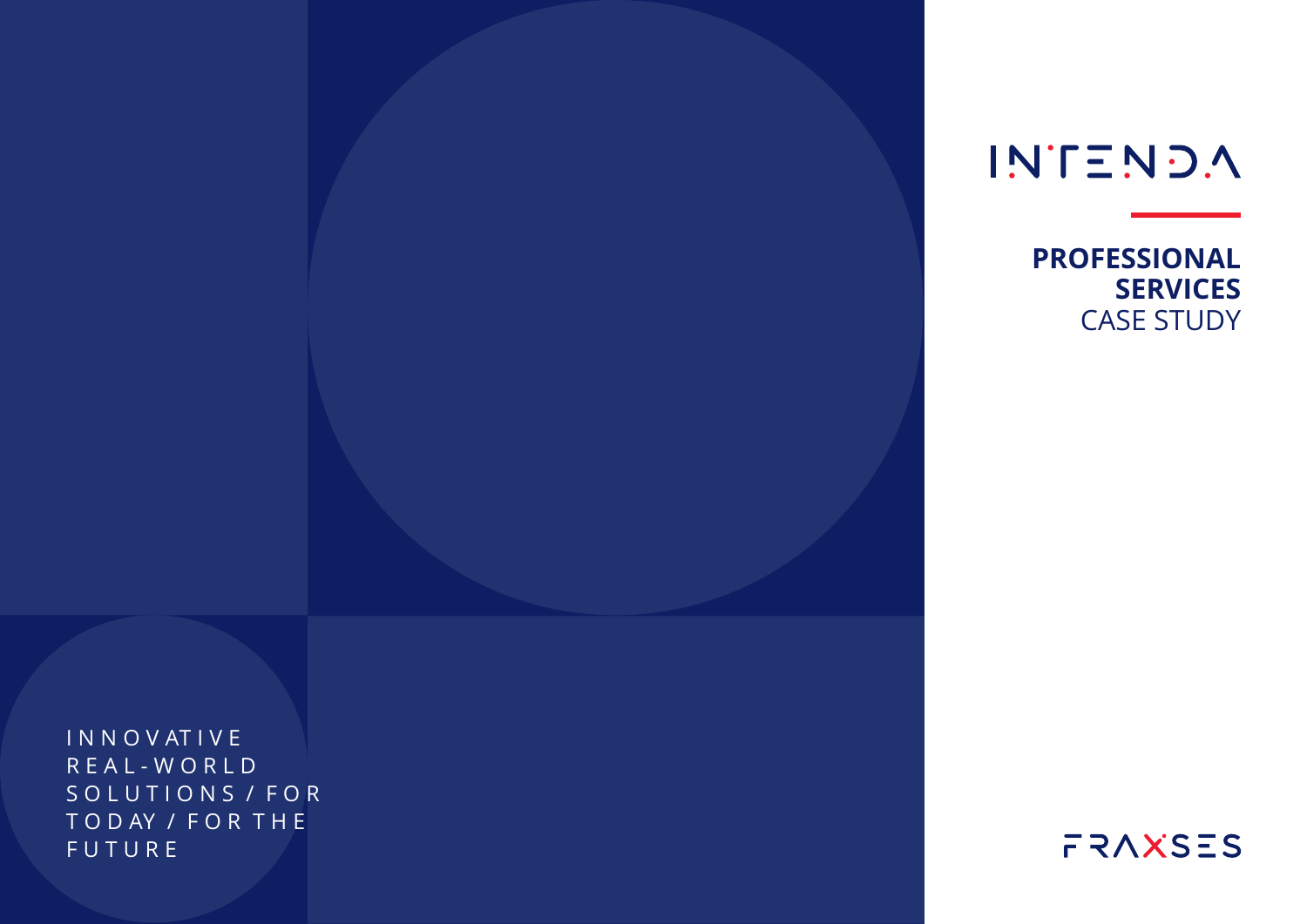INTENDA

# PROFESSIONAL SERVICES
CASE STUDY

INNOVATIVE REAL-WORLD SOLUTIONS / FOR TODAY / FOR THE FUTURE

FRAXSES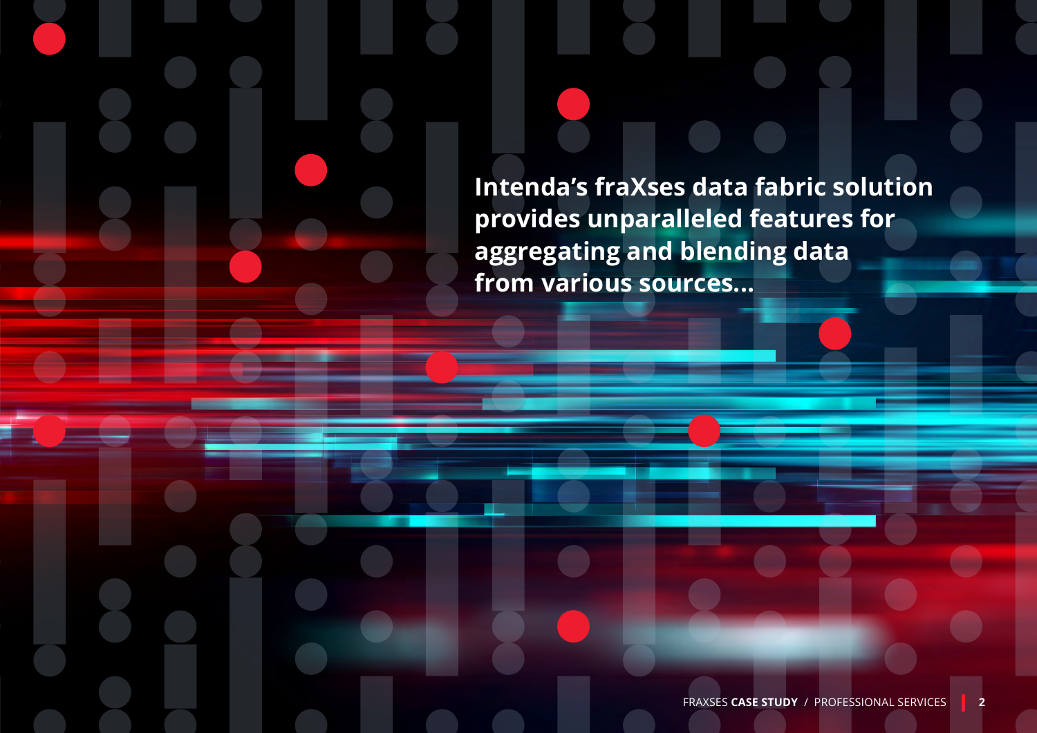**Intenda's fraXses data fabric solution provides unparalleled features for aggregating and blending data from various sources...**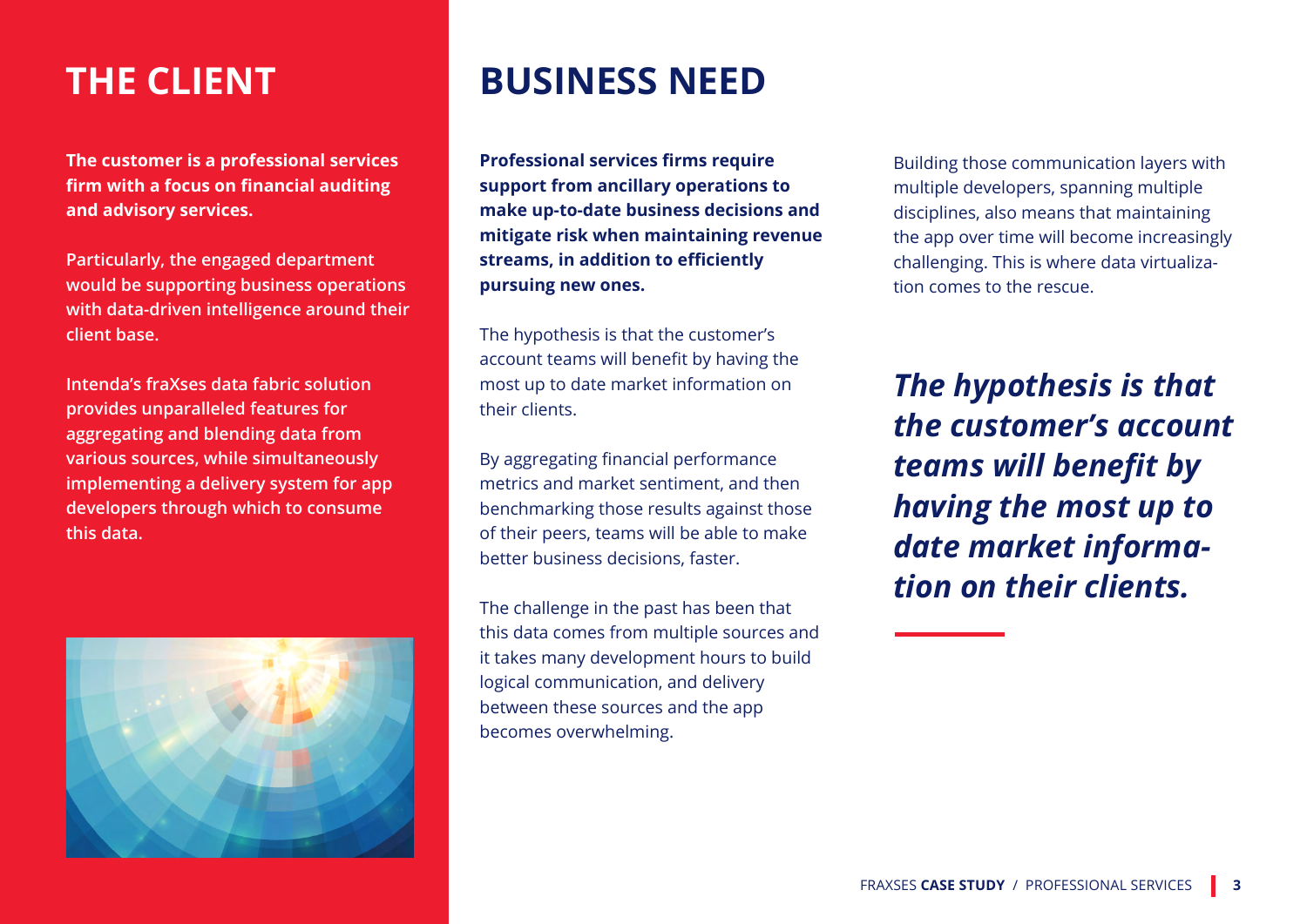# THE CLIENT

**The customer is a professional services firm with a focus on financial auditing and advisory services.**

**Particularly, the engaged department would be supporting business operations with data-driven intelligence around their client base.**

**Intenda's fraXses data fabric solution provides unparalleled features for aggregating and blending data from various sources, while simultaneously implementing a delivery system for app developers through which to consume this data.**

# BUSINESS NEED

**Professional services firms require support from ancillary operations to make up-to-date business decisions and mitigate risk when maintaining revenue streams, in addition to efficiently pursuing new ones.**

The hypothesis is that the customer's account teams will benefit by having the most up to date market information on their clients.

By aggregating financial performance metrics and market sentiment, and then benchmarking those results against those of their peers, teams will be able to make better business decisions, faster.

The challenge in the past has been that this data comes from multiple sources and it takes many development hours to build logical communication, and delivery between these sources and the app becomes overwhelming.

Building those communication layers with multiple developers, spanning multiple disciplines, also means that maintaining the app over time will become increasingly challenging. This is where data virtualization comes to the rescue.

***The hypothesis is that the customer's account teams will benefit by having the most up to date market information on their clients.***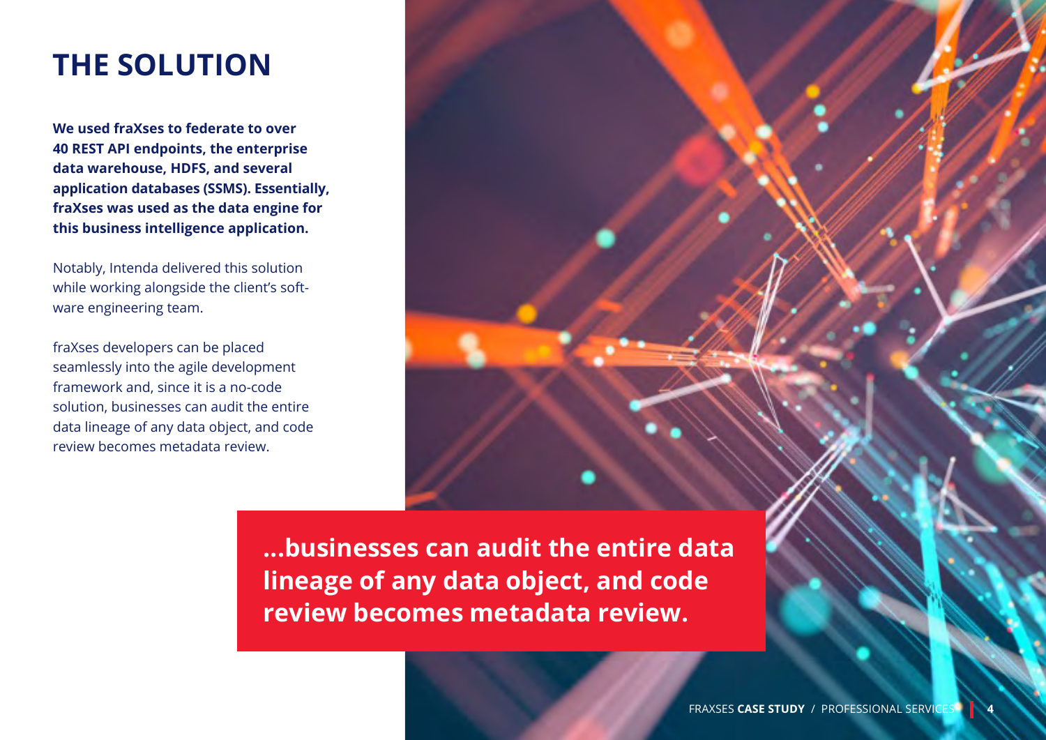# THE SOLUTION

**We used fraXses to federate to over 40 REST API endpoints, the enterprise data warehouse, HDFS, and several application databases (SSMS). Essentially, fraXses was used as the data engine for this business intelligence application.**

Notably, Intenda delivered this solution while working alongside the client's software engineering team.

fraXses developers can be placed seamlessly into the agile development framework and, since it is a no-code solution, businesses can audit the entire data lineage of any data object, and code review becomes metadata review.

**...businesses can audit the entire data lineage of any data object, and code review becomes metadata review.**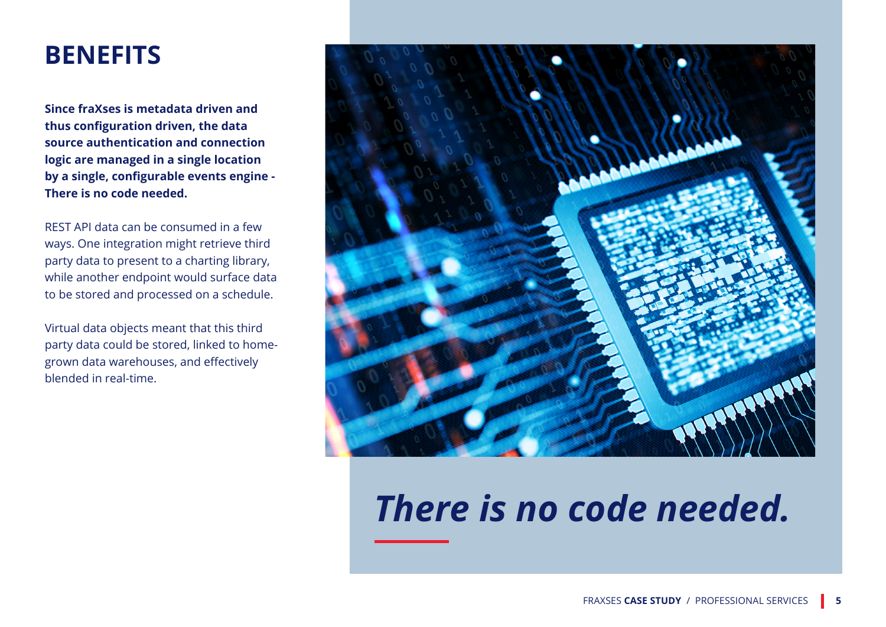# BENEFITS

**Since fraXses is metadata driven and thus configuration driven, the data source authentication and connection logic are managed in a single location by a single, configurable events engine - There is no code needed.**

REST API data can be consumed in a few ways. One integration might retrieve third party data to present to a charting library, while another endpoint would surface data to be stored and processed on a schedule.

Virtual data objects meant that this third party data could be stored, linked to home-grown data warehouses, and effectively blended in real-time.

***There is no code needed.***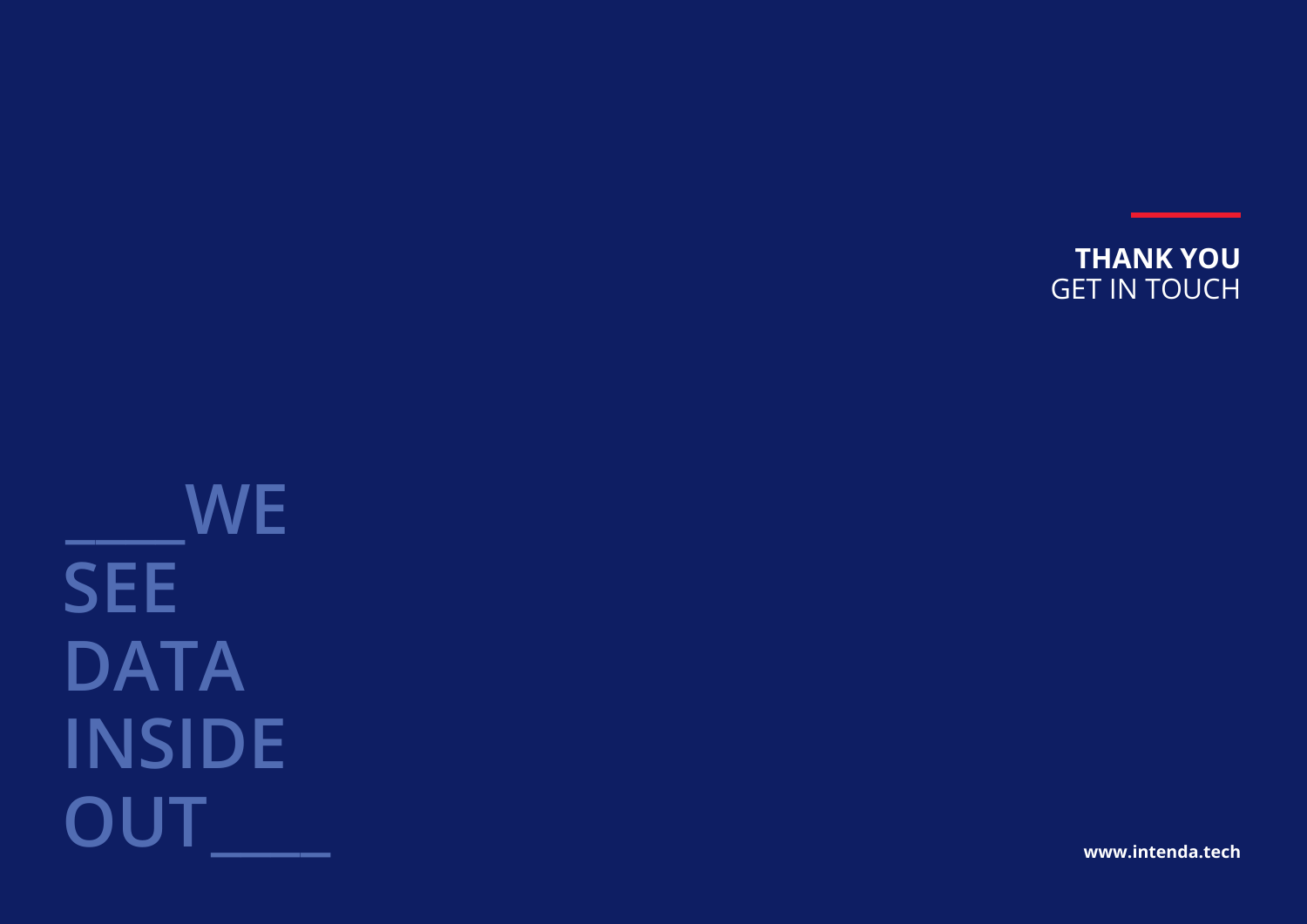**THANK YOU**
GET IN TOUCH

____WE
SEE
DATA
INSIDE
OUT____

**www.intenda.tech**